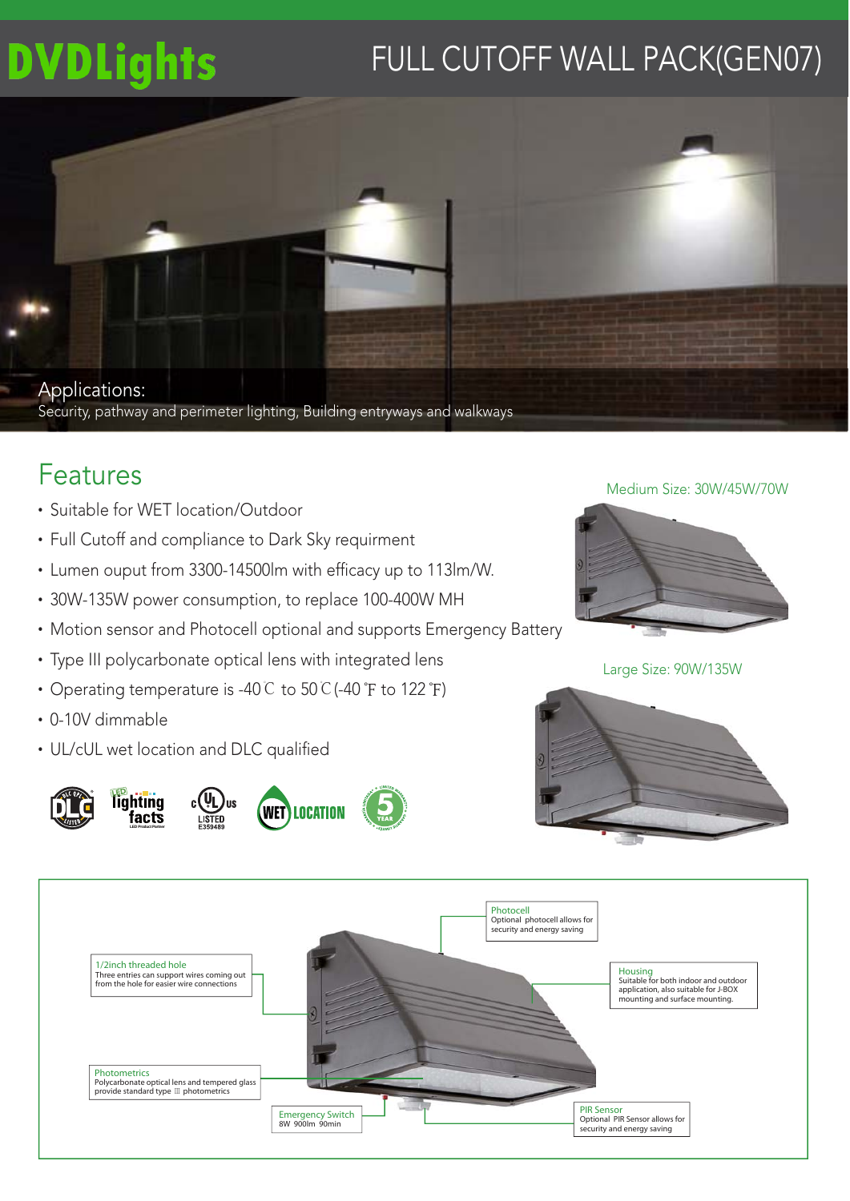# DVDLights

## FULL CUTOFF WALL PACK(GEN07)

Applications:
Security, pathway and perimeter lighting, Building entryways and walkways

## Features

- Suitable for WET location/Outdoor
- Full Cutoff and compliance to Dark Sky requirment
- Lumen ouput from 3300-14500lm with efficacy up to 113lm/W.
- 30W-135W power consumption, to replace 100-400W MH
- Motion sensor and Photocell optional and supports Emergency Battery
- Type III polycarbonate optical lens with integrated lens
- Operating temperature is -40℃ to 50℃(-40℉ to 122℉)
- 0-10V dimmable
- UL/cUL wet location and DLC qualified

Medium Size: 30W/45W/70W

Large Size: 90W/135W

Photocell
Optional photocell allows for security and energy saving

1/2inch threaded hole
Three entries can support wires coming out from the hole for easier wire connections

Housing
Suitable for both indoor and outdoor application, also suitable for J-BOX mounting and surface mounting.

Photometrics
Polycarbonate optical lens and tempered glass provide standard type Ⅲ photometrics

Emergency Switch
8W 900lm 90min

PIR Sensor
Optional PIR Sensor allows for security and energy saving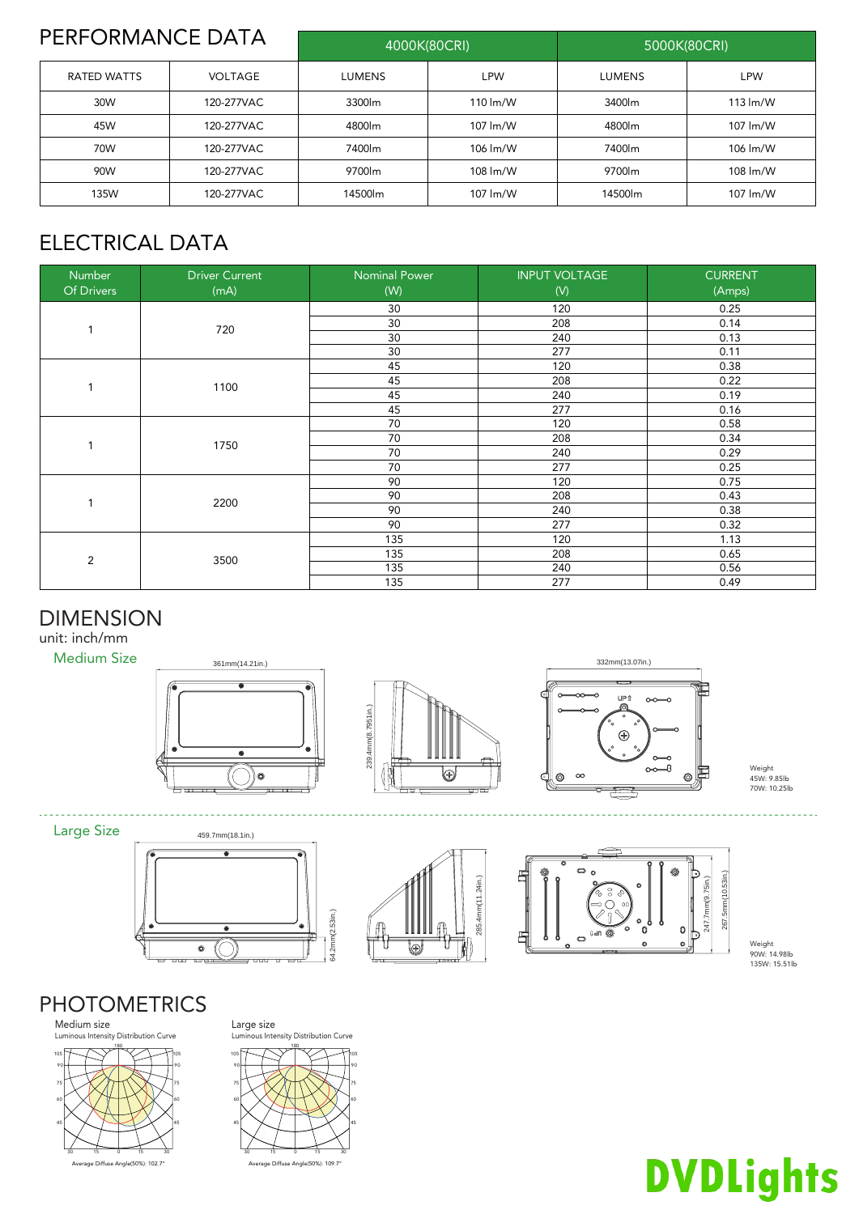## PERFORMANCE DATA

| | | 4000K(80CRI) | | 5000K(80CRI) | |
|---|---|---|---|---|---|
| RATED WATTS | VOLTAGE | LUMENS | LPW | LUMENS | LPW |
| 30W | 120-277VAC | 3300lm | 110 lm/W | 3400lm | 113 lm/W |
| 45W | 120-277VAC | 4800lm | 107 lm/W | 4800lm | 107 lm/W |
| 70W | 120-277VAC | 7400lm | 106 lm/W | 7400lm | 106 lm/W |
| 90W | 120-277VAC | 9700lm | 108 lm/W | 9700lm | 108 lm/W |
| 135W | 120-277VAC | 14500lm | 107 lm/W | 14500lm | 107 lm/W |

## ELECTRICAL DATA

| Number Of Drivers | Driver Current (mA) | Nominal Power (W) | INPUT VOLTAGE (V) | CURRENT (Amps) |
|---|---|---|---|---|
| 1 | 720 | 30 | 120 | 0.25 |
| | | 30 | 208 | 0.14 |
| | | 30 | 240 | 0.13 |
| | | 30 | 277 | 0.11 |
| 1 | 1100 | 45 | 120 | 0.38 |
| | | 45 | 208 | 0.22 |
| | | 45 | 240 | 0.19 |
| | | 45 | 277 | 0.16 |
| 1 | 1750 | 70 | 120 | 0.58 |
| | | 70 | 208 | 0.34 |
| | | 70 | 240 | 0.29 |
| | | 70 | 277 | 0.25 |
| 1 | 2200 | 90 | 120 | 0.75 |
| | | 90 | 208 | 0.43 |
| | | 90 | 240 | 0.38 |
| | | 90 | 277 | 0.32 |
| 2 | 3500 | 135 | 120 | 1.13 |
| | | 135 | 208 | 0.65 |
| | | 135 | 240 | 0.56 |
| | | 135 | 277 | 0.49 |

## DIMENSION

unit: inch/mm

### Medium Size

361mm(14.21in.)

239.4mm(8.795in.)

332mm(13.07in.)

UP

Weight
45W: 9.85lb
70W: 10.25lb

### Large Size

459.7mm(18.1in.)

64.2mm(2.53in.)

285.4mm(11.24in.)

247.7mm(9.75in.)

267.5mm(10.53in.)

UP

Weight
90W: 14.98lb
135W: 15.51lb

## PHOTOMETRICS

Medium size
Luminous Intensity Distribution Curve

180
105 105
90 90
75 75
60 60
45 45
30 15 0 15 30

Average Diffuse Angle(50%): 102.7°

Large size
Luminous Intensity Distribution Curve

180
105 105
90 90
75 75
60 60
45 45
30 15 0 15 30

Average Diffuse Angle(50%): 109.7°

DVDLights